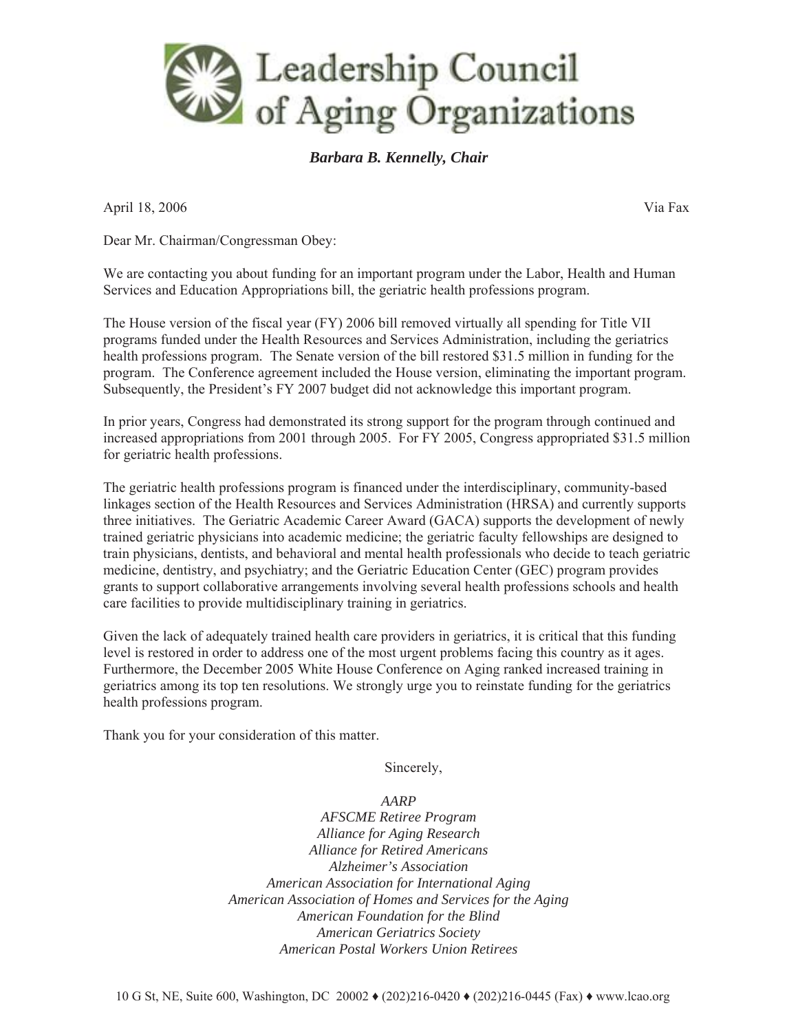# Leadership Council of Aging Organizations

***Barbara B. Kennelly, Chair***

April 18, 2006 Via Fax

Dear Mr. Chairman/Congressman Obey:

We are contacting you about funding for an important program under the Labor, Health and Human Services and Education Appropriations bill, the geriatric health professions program.

The House version of the fiscal year (FY) 2006 bill removed virtually all spending for Title VII programs funded under the Health Resources and Services Administration, including the geriatrics health professions program. The Senate version of the bill restored $31.5 million in funding for the program. The Conference agreement included the House version, eliminating the important program. Subsequently, the President's FY 2007 budget did not acknowledge this important program.

In prior years, Congress had demonstrated its strong support for the program through continued and increased appropriations from 2001 through 2005. For FY 2005, Congress appropriated $31.5 million for geriatric health professions.

The geriatric health professions program is financed under the interdisciplinary, community-based linkages section of the Health Resources and Services Administration (HRSA) and currently supports three initiatives. The Geriatric Academic Career Award (GACA) supports the development of newly trained geriatric physicians into academic medicine; the geriatric faculty fellowships are designed to train physicians, dentists, and behavioral and mental health professionals who decide to teach geriatric medicine, dentistry, and psychiatry; and the Geriatric Education Center (GEC) program provides grants to support collaborative arrangements involving several health professions schools and health care facilities to provide multidisciplinary training in geriatrics.

Given the lack of adequately trained health care providers in geriatrics, it is critical that this funding level is restored in order to address one of the most urgent problems facing this country as it ages. Furthermore, the December 2005 White House Conference on Aging ranked increased training in geriatrics among its top ten resolutions. We strongly urge you to reinstate funding for the geriatrics health professions program.

Thank you for your consideration of this matter.

Sincerely,

*AARP*
*AFSCME Retiree Program*
*Alliance for Aging Research*
*Alliance for Retired Americans*
*Alzheimer's Association*
*American Association for International Aging*
*American Association of Homes and Services for the Aging*
*American Foundation for the Blind*
*American Geriatrics Society*
*American Postal Workers Union Retirees*

10 G St, NE, Suite 600, Washington, DC 20002 ♦ (202)216-0420 ♦ (202)216-0445 (Fax) ♦ www.lcao.org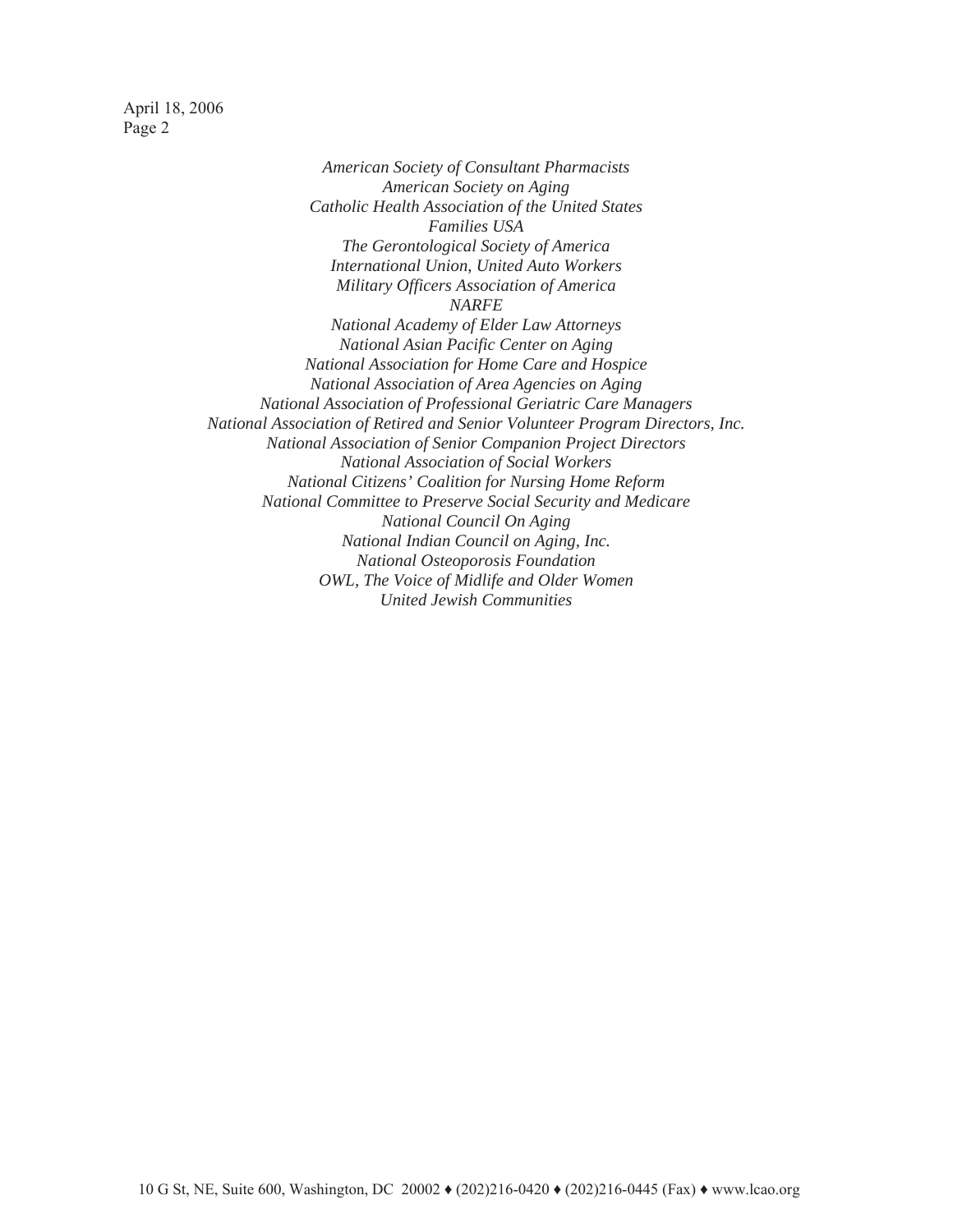*American Society of Consultant Pharmacists*
*American Society on Aging*
*Catholic Health Association of the United States*
*Families USA*
*The Gerontological Society of America*
*International Union, United Auto Workers*
*Military Officers Association of America*
*NARFE*
*National Academy of Elder Law Attorneys*
*National Asian Pacific Center on Aging*
*National Association for Home Care and Hospice*
*National Association of Area Agencies on Aging*
*National Association of Professional Geriatric Care Managers*
*National Association of Retired and Senior Volunteer Program Directors, Inc.*
*National Association of Senior Companion Project Directors*
*National Association of Social Workers*
*National Citizens' Coalition for Nursing Home Reform*
*National Committee to Preserve Social Security and Medicare*
*National Council On Aging*
*National Indian Council on Aging, Inc.*
*National Osteoporosis Foundation*
*OWL, The Voice of Midlife and Older Women*
*United Jewish Communities*